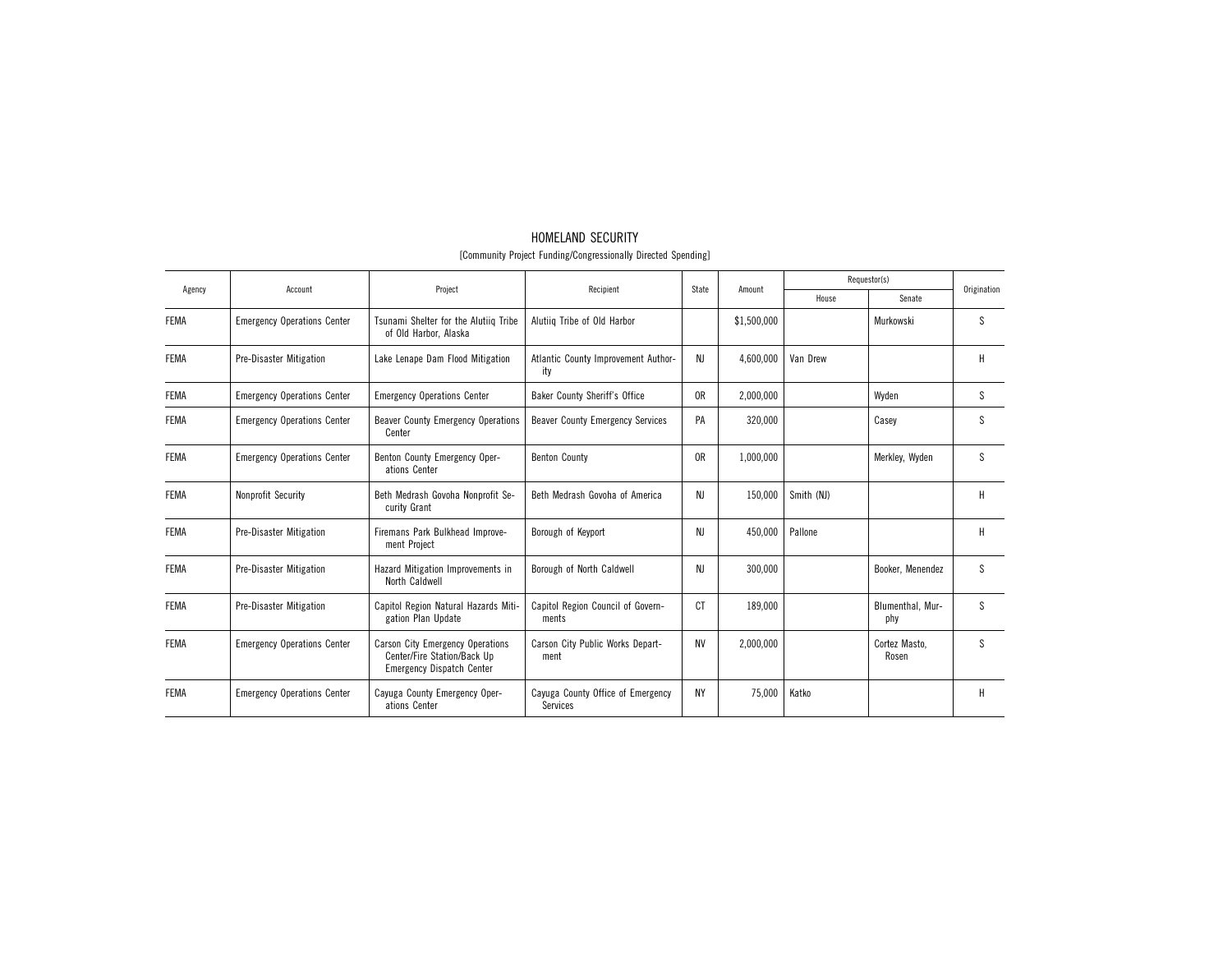# HOMELAND SECURITY

[Community Project Funding/Congressionally Directed Spending]

| Agency | Account | Project | Recipient | State | Amount | Requestor(s) | | Origination |
|---|---|---|---|---|---|---|---|---|
| | | | | | | House | Senate | |
| FEMA | Emergency Operations Center | Tsunami Shelter for the Alutiiq Tribe of Old Harbor, Alaska | Alutiiq Tribe of Old Harbor | | $1,500,000 | | Murkowski | S |
| FEMA | Pre-Disaster Mitigation | Lake Lenape Dam Flood Mitigation | Atlantic County Improvement Authority | NJ | 4,600,000 | Van Drew | | H |
| FEMA | Emergency Operations Center | Emergency Operations Center | Baker County Sheriff's Office | OR | 2,000,000 | | Wyden | S |
| FEMA | Emergency Operations Center | Beaver County Emergency Operations Center | Beaver County Emergency Services | PA | 320,000 | | Casey | S |
| FEMA | Emergency Operations Center | Benton County Emergency Operations Center | Benton County | OR | 1,000,000 | | Merkley, Wyden | S |
| FEMA | Nonprofit Security | Beth Medrash Govoha Nonprofit Security Grant | Beth Medrash Govoha of America | NJ | 150,000 | Smith (NJ) | | H |
| FEMA | Pre-Disaster Mitigation | Firemans Park Bulkhead Improvement Project | Borough of Keyport | NJ | 450,000 | Pallone | | H |
| FEMA | Pre-Disaster Mitigation | Hazard Mitigation Improvements in North Caldwell | Borough of North Caldwell | NJ | 300,000 | | Booker, Menendez | S |
| FEMA | Pre-Disaster Mitigation | Capitol Region Natural Hazards Mitigation Plan Update | Capitol Region Council of Governments | CT | 189,000 | | Blumenthal, Murphy | S |
| FEMA | Emergency Operations Center | Carson City Emergency Operations Center/Fire Station/Back Up Emergency Dispatch Center | Carson City Public Works Department | NV | 2,000,000 | | Cortez Masto, Rosen | S |
| FEMA | Emergency Operations Center | Cayuga County Emergency Operations Center | Cayuga County Office of Emergency Services | NY | 75,000 | Katko | | H |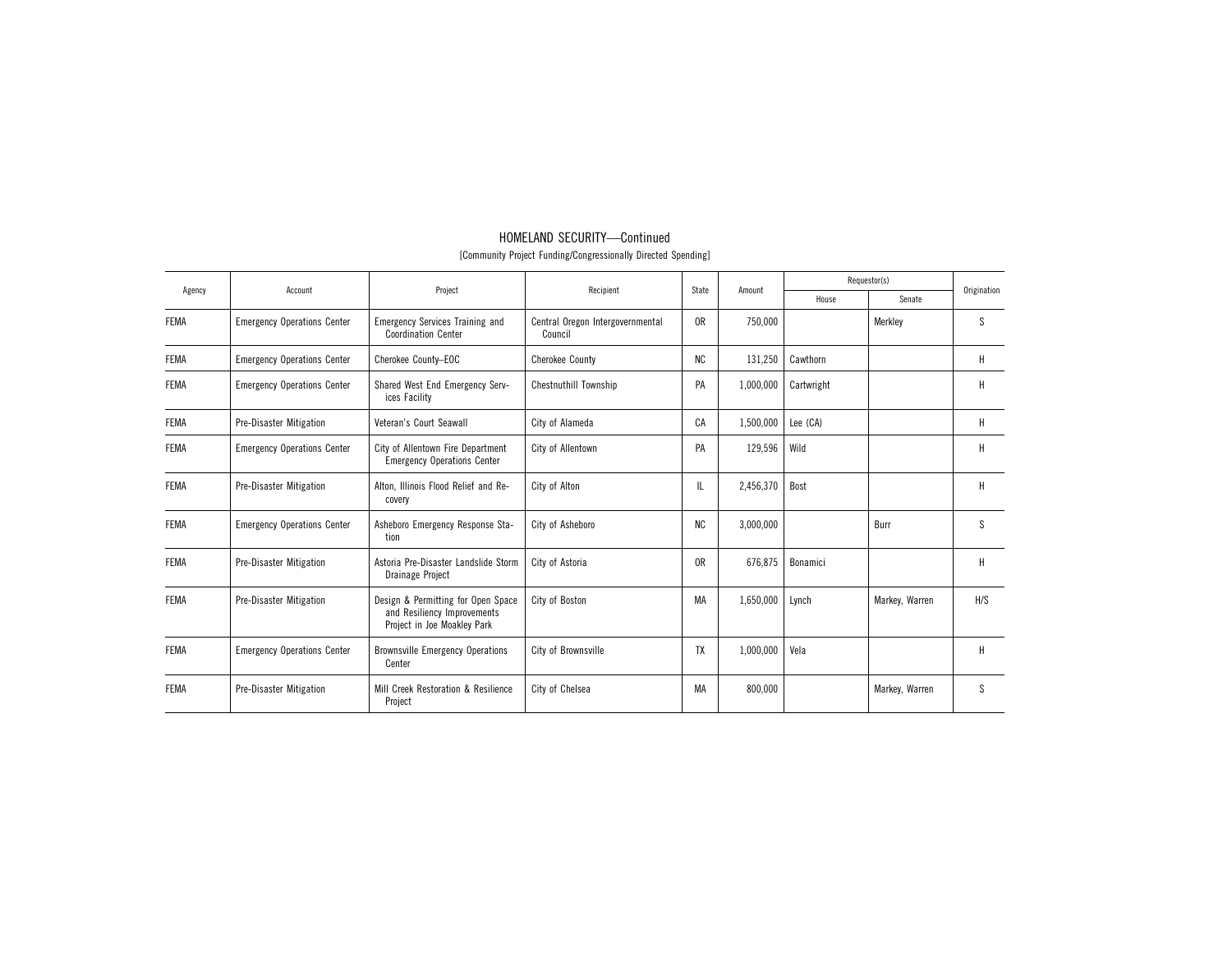## HOMELAND SECURITY—Continued

[Community Project Funding/Congressionally Directed Spending]

| Agency | Account | Project | Recipient | State | Amount | Requestor(s) | | Origination |
|---|---|---|---|---|---|---|---|---|
| | | | | | | House | Senate | |
| FEMA | Emergency Operations Center | Emergency Services Training and Coordination Center | Central Oregon Intergovernmental Council | OR | 750,000 | | Merkley | S |
| FEMA | Emergency Operations Center | Cherokee County–EOC | Cherokee County | NC | 131,250 | Cawthorn | | H |
| FEMA | Emergency Operations Center | Shared West End Emergency Services Facility | Chestnuthill Township | PA | 1,000,000 | Cartwright | | H |
| FEMA | Pre-Disaster Mitigation | Veteran's Court Seawall | City of Alameda | CA | 1,500,000 | Lee (CA) | | H |
| FEMA | Emergency Operations Center | City of Allentown Fire Department Emergency Operations Center | City of Allentown | PA | 129,596 | Wild | | H |
| FEMA | Pre-Disaster Mitigation | Alton, Illinois Flood Relief and Recovery | City of Alton | IL | 2,456,370 | Bost | | H |
| FEMA | Emergency Operations Center | Asheboro Emergency Response Station | City of Asheboro | NC | 3,000,000 | | Burr | S |
| FEMA | Pre-Disaster Mitigation | Astoria Pre-Disaster Landslide Storm Drainage Project | City of Astoria | OR | 676,875 | Bonamici | | H |
| FEMA | Pre-Disaster Mitigation | Design & Permitting for Open Space and Resiliency Improvements Project in Joe Moakley Park | City of Boston | MA | 1,650,000 | Lynch | Markey, Warren | H/S |
| FEMA | Emergency Operations Center | Brownsville Emergency Operations Center | City of Brownsville | TX | 1,000,000 | Vela | | H |
| FEMA | Pre-Disaster Mitigation | Mill Creek Restoration & Resilience Project | City of Chelsea | MA | 800,000 | | Markey, Warren | S |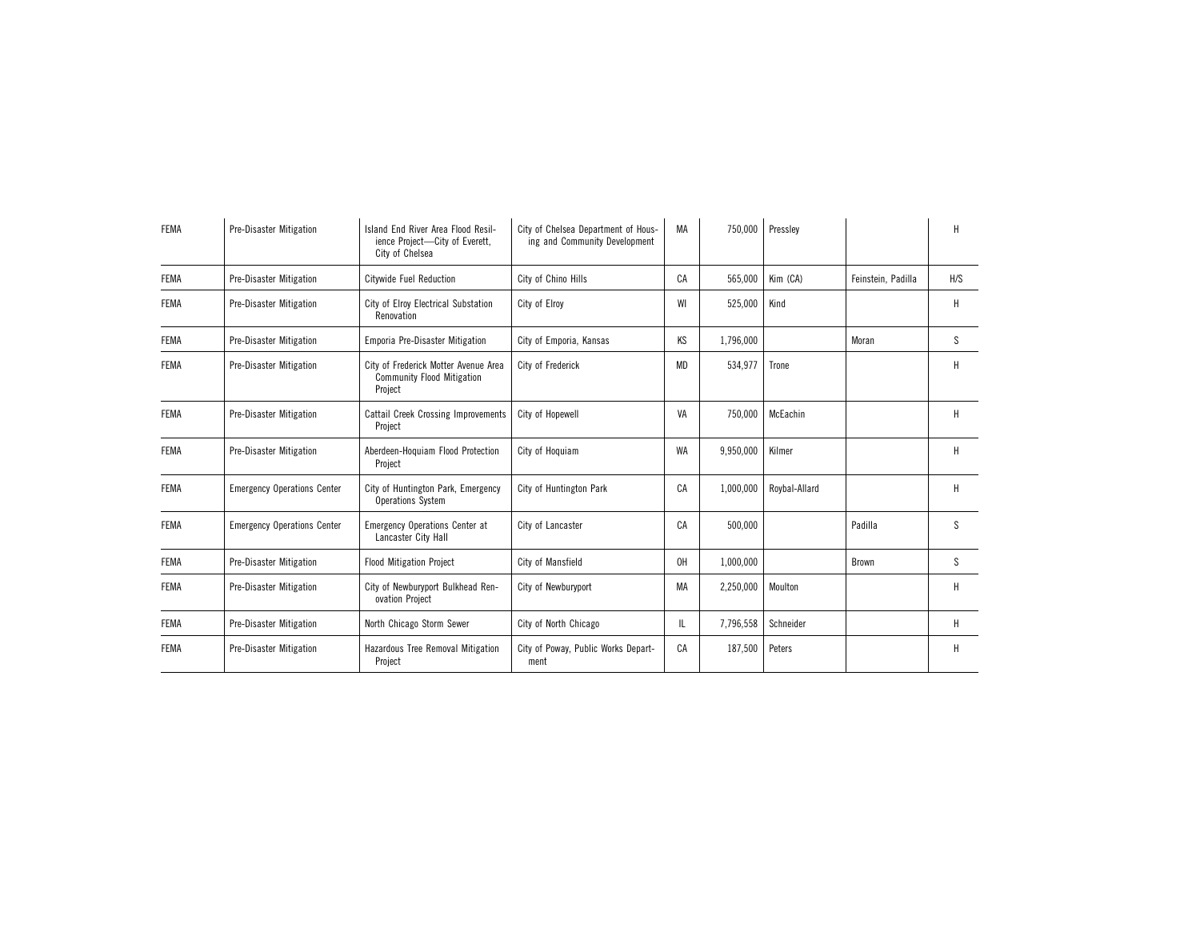| FEMA | Pre-Disaster Mitigation | Island End River Area Flood Resilience Project—City of Everett, City of Chelsea | City of Chelsea Department of Housing and Community Development | MA | 750,000 | Pressley | | H |
|---|---|---|---|---|---|---|---|---|
| FEMA | Pre-Disaster Mitigation | Citywide Fuel Reduction | City of Chino Hills | CA | 565,000 | Kim (CA) | Feinstein, Padilla | H/S |
| FEMA | Pre-Disaster Mitigation | City of Elroy Electrical Substation Renovation | City of Elroy | WI | 525,000 | Kind | | H |
| FEMA | Pre-Disaster Mitigation | Emporia Pre-Disaster Mitigation | City of Emporia, Kansas | KS | 1,796,000 | | Moran | S |
| FEMA | Pre-Disaster Mitigation | City of Frederick Motter Avenue Area Community Flood Mitigation Project | City of Frederick | MD | 534,977 | Trone | | H |
| FEMA | Pre-Disaster Mitigation | Cattail Creek Crossing Improvements Project | City of Hopewell | VA | 750,000 | McEachin | | H |
| FEMA | Pre-Disaster Mitigation | Aberdeen-Hoquiam Flood Protection Project | City of Hoquiam | WA | 9,950,000 | Kilmer | | H |
| FEMA | Emergency Operations Center | City of Huntington Park, Emergency Operations System | City of Huntington Park | CA | 1,000,000 | Roybal-Allard | | H |
| FEMA | Emergency Operations Center | Emergency Operations Center at Lancaster City Hall | City of Lancaster | CA | 500,000 | | Padilla | S |
| FEMA | Pre-Disaster Mitigation | Flood Mitigation Project | City of Mansfield | OH | 1,000,000 | | Brown | S |
| FEMA | Pre-Disaster Mitigation | City of Newburyport Bulkhead Renovation Project | City of Newburyport | MA | 2,250,000 | Moulton | | H |
| FEMA | Pre-Disaster Mitigation | North Chicago Storm Sewer | City of North Chicago | IL | 7,796,558 | Schneider | | H |
| FEMA | Pre-Disaster Mitigation | Hazardous Tree Removal Mitigation Project | City of Poway, Public Works Department | CA | 187,500 | Peters | | H |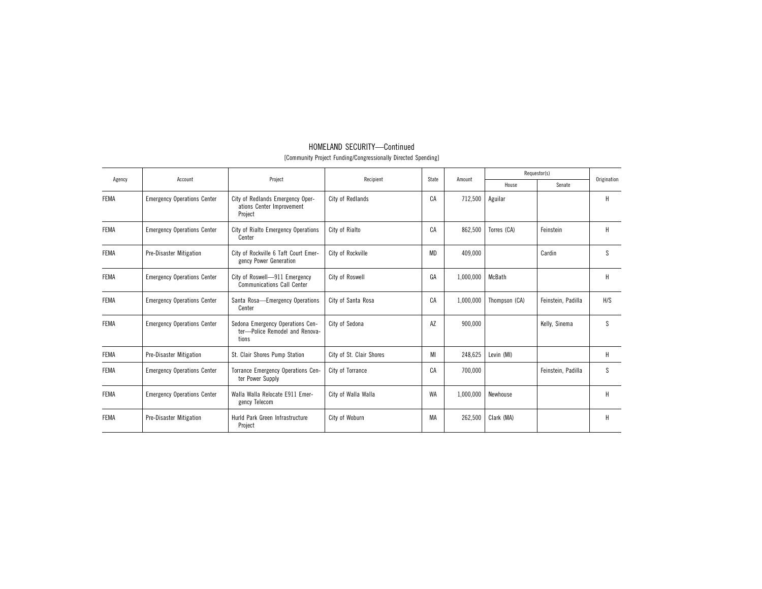## HOMELAND SECURITY—Continued

[Community Project Funding/Congressionally Directed Spending]

| Agency | Account | Project | Recipient | State | Amount | Requestor(s) | | Origination |
|---|---|---|---|---|---|---|---|---|
| | | | | | | House | Senate | |
| FEMA | Emergency Operations Center | City of Redlands Emergency Operations Center Improvement Project | City of Redlands | CA | 712,500 | Aguilar | | H |
| FEMA | Emergency Operations Center | City of Rialto Emergency Operations Center | City of Rialto | CA | 862,500 | Torres (CA) | Feinstein | H |
| FEMA | Pre-Disaster Mitigation | City of Rockville 6 Taft Court Emergency Power Generation | City of Rockville | MD | 409,000 | | Cardin | S |
| FEMA | Emergency Operations Center | City of Roswell—911 Emergency Communications Call Center | City of Roswell | GA | 1,000,000 | McBath | | H |
| FEMA | Emergency Operations Center | Santa Rosa—Emergency Operations Center | City of Santa Rosa | CA | 1,000,000 | Thompson (CA) | Feinstein, Padilla | H/S |
| FEMA | Emergency Operations Center | Sedona Emergency Operations Center—Police Remodel and Renovations | City of Sedona | AZ | 900,000 | | Kelly, Sinema | S |
| FEMA | Pre-Disaster Mitigation | St. Clair Shores Pump Station | City of St. Clair Shores | MI | 248,625 | Levin (MI) | | H |
| FEMA | Emergency Operations Center | Torrance Emergency Operations Center Power Supply | City of Torrance | CA | 700,000 | | Feinstein, Padilla | S |
| FEMA | Emergency Operations Center | Walla Walla Relocate E911 Emergency Telecom | City of Walla Walla | WA | 1,000,000 | Newhouse | | H |
| FEMA | Pre-Disaster Mitigation | Hurld Park Green Infrastructure Project | City of Woburn | MA | 262,500 | Clark (MA) | | H |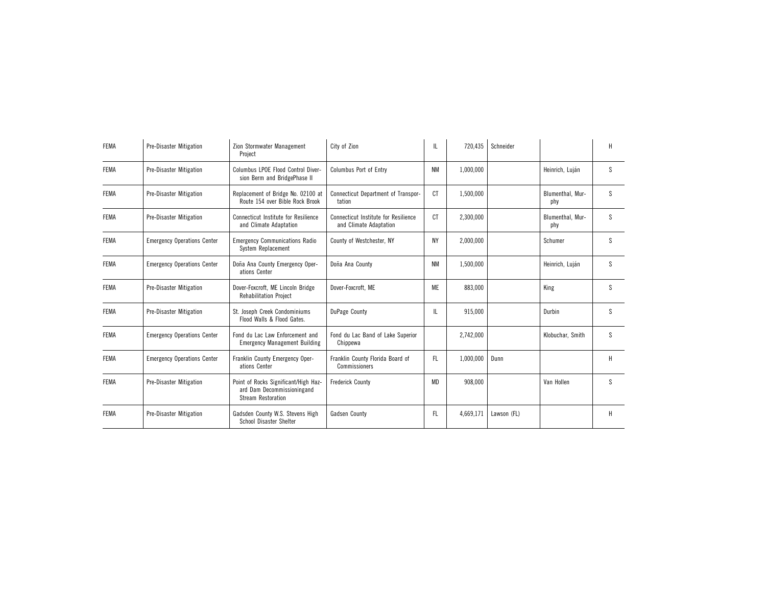| | | | | | | | | |
|---|---|---|---|---|---|---|---|---|
| FEMA | Pre-Disaster Mitigation | Zion Stormwater Management Project | City of Zion | IL | 720,435 | Schneider | | H |
| FEMA | Pre-Disaster Mitigation | Columbus LPOE Flood Control Diversion Berm and BridgePhase II | Columbus Port of Entry | NM | 1,000,000 | | Heinrich, Luján | S |
| FEMA | Pre-Disaster Mitigation | Replacement of Bridge No. 02100 at Route 154 over Bible Rock Brook | Connecticut Department of Transportation | CT | 1,500,000 | | Blumenthal, Murphy | S |
| FEMA | Pre-Disaster Mitigation | Connecticut Institute for Resilience and Climate Adaptation | Connecticut Institute for Resilience and Climate Adaptation | CT | 2,300,000 | | Blumenthal, Murphy | S |
| FEMA | Emergency Operations Center | Emergency Communications Radio System Replacement | County of Westchester, NY | NY | 2,000,000 | | Schumer | S |
| FEMA | Emergency Operations Center | Doña Ana County Emergency Operations Center | Doña Ana County | NM | 1,500,000 | | Heinrich, Luján | S |
| FEMA | Pre-Disaster Mitigation | Dover-Foxcroft, ME Lincoln Bridge Rehabilitation Project | Dover-Foxcroft, ME | ME | 883,000 | | King | S |
| FEMA | Pre-Disaster Mitigation | St. Joseph Creek Condominiums Flood Walls & Flood Gates. | DuPage County | IL | 915,000 | | Durbin | S |
| FEMA | Emergency Operations Center | Fond du Lac Law Enforcement and Emergency Management Building | Fond du Lac Band of Lake Superior Chippewa | | 2,742,000 | | Klobuchar, Smith | S |
| FEMA | Emergency Operations Center | Franklin County Emergency Operations Center | Franklin County Florida Board of Commissioners | FL | 1,000,000 | Dunn | | H |
| FEMA | Pre-Disaster Mitigation | Point of Rocks Significant/High Hazard Dam Decommissioningand Stream Restoration | Frederick County | MD | 908,000 | | Van Hollen | S |
| FEMA | Pre-Disaster Mitigation | Gadsden County W.S. Stevens High School Disaster Shelter | Gadsen County | FL | 4,669,171 | Lawson (FL) | | H |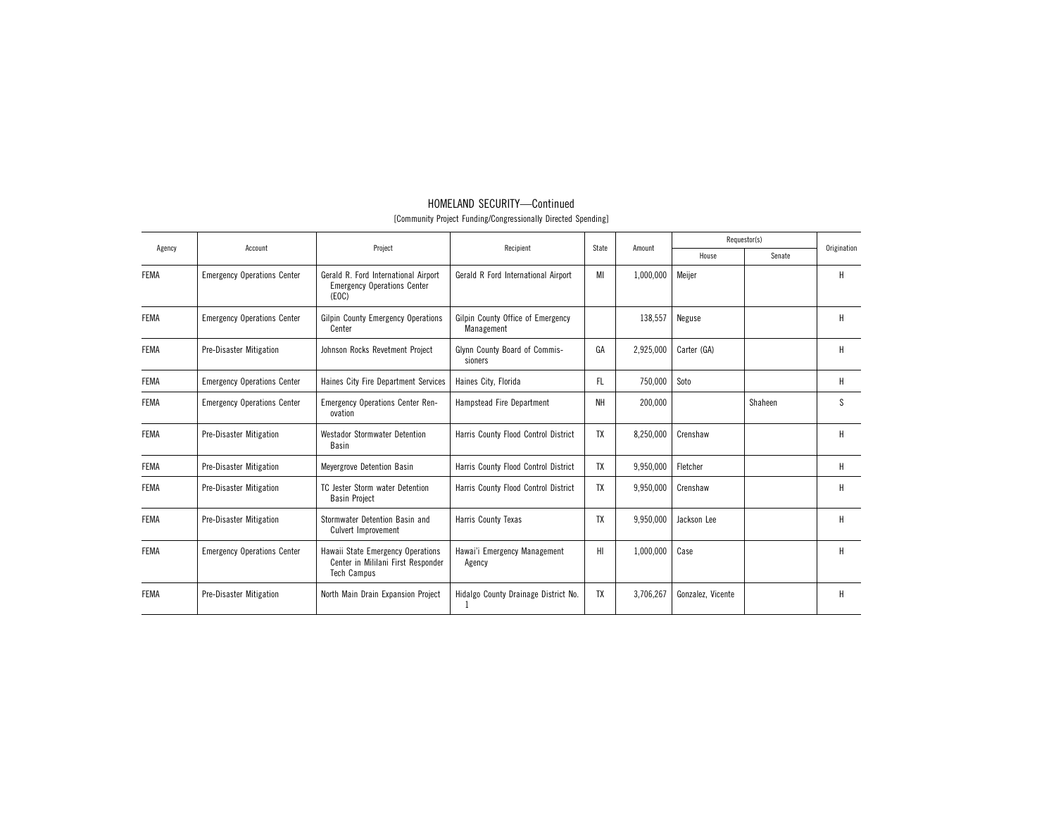## HOMELAND SECURITY—Continued

[Community Project Funding/Congressionally Directed Spending]

| Agency | Account | Project | Recipient | State | Amount | Requestor(s) | | Origination |
|---|---|---|---|---|---|---|---|---|
| | | | | | | House | Senate | |
| FEMA | Emergency Operations Center | Gerald R. Ford International Airport Emergency Operations Center (EOC) | Gerald R Ford International Airport | MI | 1,000,000 | Meijer | | H |
| FEMA | Emergency Operations Center | Gilpin County Emergency Operations Center | Gilpin County Office of Emergency Management | | 138,557 | Neguse | | H |
| FEMA | Pre-Disaster Mitigation | Johnson Rocks Revetment Project | Glynn County Board of Commissioners | GA | 2,925,000 | Carter (GA) | | H |
| FEMA | Emergency Operations Center | Haines City Fire Department Services | Haines City, Florida | FL | 750,000 | Soto | | H |
| FEMA | Emergency Operations Center | Emergency Operations Center Renovation | Hampstead Fire Department | NH | 200,000 | | Shaheen | S |
| FEMA | Pre-Disaster Mitigation | Westador Stormwater Detention Basin | Harris County Flood Control District | TX | 8,250,000 | Crenshaw | | H |
| FEMA | Pre-Disaster Mitigation | Meyergrove Detention Basin | Harris County Flood Control District | TX | 9,950,000 | Fletcher | | H |
| FEMA | Pre-Disaster Mitigation | TC Jester Storm water Detention Basin Project | Harris County Flood Control District | TX | 9,950,000 | Crenshaw | | H |
| FEMA | Pre-Disaster Mitigation | Stormwater Detention Basin and Culvert Improvement | Harris County Texas | TX | 9,950,000 | Jackson Lee | | H |
| FEMA | Emergency Operations Center | Hawaii State Emergency Operations Center in Mililani First Responder Tech Campus | Hawai'i Emergency Management Agency | HI | 1,000,000 | Case | | H |
| FEMA | Pre-Disaster Mitigation | North Main Drain Expansion Project | Hidalgo County Drainage District No. 1 | TX | 3,706,267 | Gonzalez, Vicente | | H |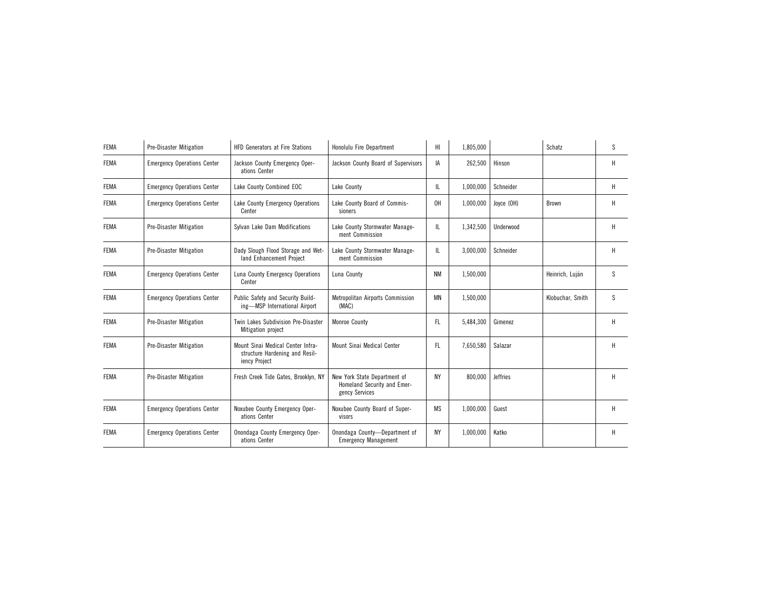| FEMA | Pre-Disaster Mitigation | HFD Generators at Fire Stations | Honolulu Fire Department | HI | 1,805,000 | | Schatz | S |
|---|---|---|---|---|---|---|---|---|
| FEMA | Emergency Operations Center | Jackson County Emergency Operations Center | Jackson County Board of Supervisors | IA | 262,500 | Hinson | | H |
| FEMA | Emergency Operations Center | Lake County Combined EOC | Lake County | IL | 1,000,000 | Schneider | | H |
| FEMA | Emergency Operations Center | Lake County Emergency Operations Center | Lake County Board of Commissioners | OH | 1,000,000 | Joyce (OH) | Brown | H |
| FEMA | Pre-Disaster Mitigation | Sylvan Lake Dam Modifications | Lake County Stormwater Management Commission | IL | 1,342,500 | Underwood | | H |
| FEMA | Pre-Disaster Mitigation | Dady Slough Flood Storage and Wetland Enhancement Project | Lake County Stormwater Management Commission | IL | 3,000,000 | Schneider | | H |
| FEMA | Emergency Operations Center | Luna County Emergency Operations Center | Luna County | NM | 1,500,000 | | Heinrich, Luján | S |
| FEMA | Emergency Operations Center | Public Safety and Security Building—MSP International Airport | Metropolitan Airports Commission (MAC) | MN | 1,500,000 | | Klobuchar, Smith | S |
| FEMA | Pre-Disaster Mitigation | Twin Lakes Subdivision Pre-Disaster Mitigation project | Monroe County | FL | 5,484,300 | Gimenez | | H |
| FEMA | Pre-Disaster Mitigation | Mount Sinai Medical Center Infrastructure Hardening and Resiliency Project | Mount Sinai Medical Center | FL | 7,650,580 | Salazar | | H |
| FEMA | Pre-Disaster Mitigation | Fresh Creek Tide Gates, Brooklyn, NY | New York State Department of Homeland Security and Emergency Services | NY | 800,000 | Jeffries | | H |
| FEMA | Emergency Operations Center | Noxubee County Emergency Operations Center | Noxubee County Board of Supervisors | MS | 1,000,000 | Guest | | H |
| FEMA | Emergency Operations Center | Onondaga County Emergency Operations Center | Onondaga County—Department of Emergency Management | NY | 1,000,000 | Katko | | H |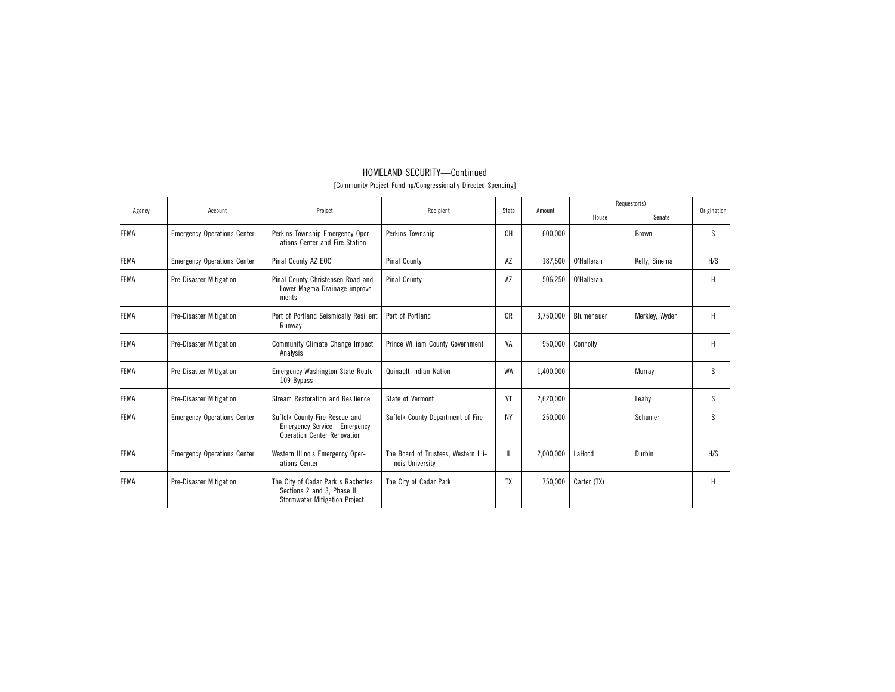# HOMELAND SECURITY—Continued

[Community Project Funding/Congressionally Directed Spending]

| Agency | Account | Project | Recipient | State | Amount | Requestor(s) | | Origination |
|---|---|---|---|---|---|---|---|---|
| | | | | | | House | Senate | |
| FEMA | Emergency Operations Center | Perkins Township Emergency Operations Center and Fire Station | Perkins Township | OH | 600,000 | | Brown | S |
| FEMA | Emergency Operations Center | Pinal County AZ EOC | Pinal County | AZ | 187,500 | O'Halleran | Kelly, Sinema | H/S |
| FEMA | Pre-Disaster Mitigation | Pinal County Christensen Road and Lower Magma Drainage improvements | Pinal County | AZ | 506,250 | O'Halleran | | H |
| FEMA | Pre-Disaster Mitigation | Port of Portland Seismically Resilient Runway | Port of Portland | OR | 3,750,000 | Blumenauer | Merkley, Wyden | H |
| FEMA | Pre-Disaster Mitigation | Community Climate Change Impact Analysis | Prince William County Government | VA | 950,000 | Connolly | | H |
| FEMA | Pre-Disaster Mitigation | Emergency Washington State Route 109 Bypass | Quinault Indian Nation | WA | 1,400,000 | | Murray | S |
| FEMA | Pre-Disaster Mitigation | Stream Restoration and Resilience | State of Vermont | VT | 2,620,000 | | Leahy | S |
| FEMA | Emergency Operations Center | Suffolk County Fire Rescue and Emergency Service—Emergency Operation Center Renovation | Suffolk County Department of Fire | NY | 250,000 | | Schumer | S |
| FEMA | Emergency Operations Center | Western Illinois Emergency Operations Center | The Board of Trustees, Western Illinois University | IL | 2,000,000 | LaHood | Durbin | H/S |
| FEMA | Pre-Disaster Mitigation | The City of Cedar Park s Rachettes Sections 2 and 3, Phase II Stormwater Mitigation Project | The City of Cedar Park | TX | 750,000 | Carter (TX) | | H |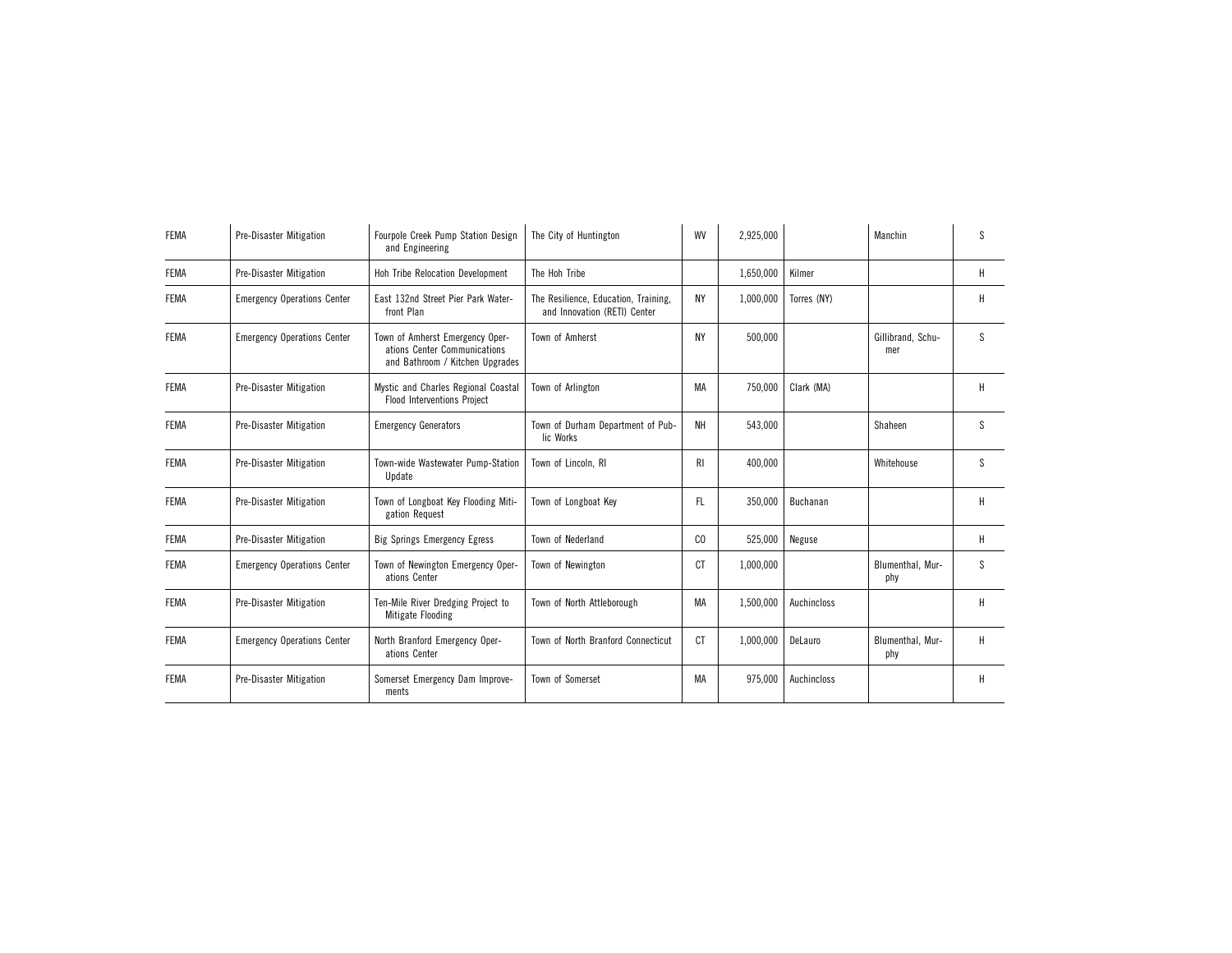| FEMA | Pre-Disaster Mitigation | Fourpole Creek Pump Station Design and Engineering | The City of Huntington | WV | 2,925,000 | | Manchin | S |
|---|---|---|---|---|---|---|---|---|
| FEMA | Pre-Disaster Mitigation | Hoh Tribe Relocation Development | The Hoh Tribe | | 1,650,000 | Kilmer | | H |
| FEMA | Emergency Operations Center | East 132nd Street Pier Park Waterfront Plan | The Resilience, Education, Training, and Innovation (RETI) Center | NY | 1,000,000 | Torres (NY) | | H |
| FEMA | Emergency Operations Center | Town of Amherst Emergency Operations Center Communications and Bathroom / Kitchen Upgrades | Town of Amherst | NY | 500,000 | | Gillibrand, Schumer | S |
| FEMA | Pre-Disaster Mitigation | Mystic and Charles Regional Coastal Flood Interventions Project | Town of Arlington | MA | 750,000 | Clark (MA) | | H |
| FEMA | Pre-Disaster Mitigation | Emergency Generators | Town of Durham Department of Public Works | NH | 543,000 | | Shaheen | S |
| FEMA | Pre-Disaster Mitigation | Town-wide Wastewater Pump-Station Update | Town of Lincoln, RI | RI | 400,000 | | Whitehouse | S |
| FEMA | Pre-Disaster Mitigation | Town of Longboat Key Flooding Mitigation Request | Town of Longboat Key | FL | 350,000 | Buchanan | | H |
| FEMA | Pre-Disaster Mitigation | Big Springs Emergency Egress | Town of Nederland | CO | 525,000 | Neguse | | H |
| FEMA | Emergency Operations Center | Town of Newington Emergency Operations Center | Town of Newington | CT | 1,000,000 | | Blumenthal, Murphy | S |
| FEMA | Pre-Disaster Mitigation | Ten-Mile River Dredging Project to Mitigate Flooding | Town of North Attleborough | MA | 1,500,000 | Auchincloss | | H |
| FEMA | Emergency Operations Center | North Branford Emergency Operations Center | Town of North Branford Connecticut | CT | 1,000,000 | DeLauro | Blumenthal, Murphy | H |
| FEMA | Pre-Disaster Mitigation | Somerset Emergency Dam Improvements | Town of Somerset | MA | 975,000 | Auchincloss | | H |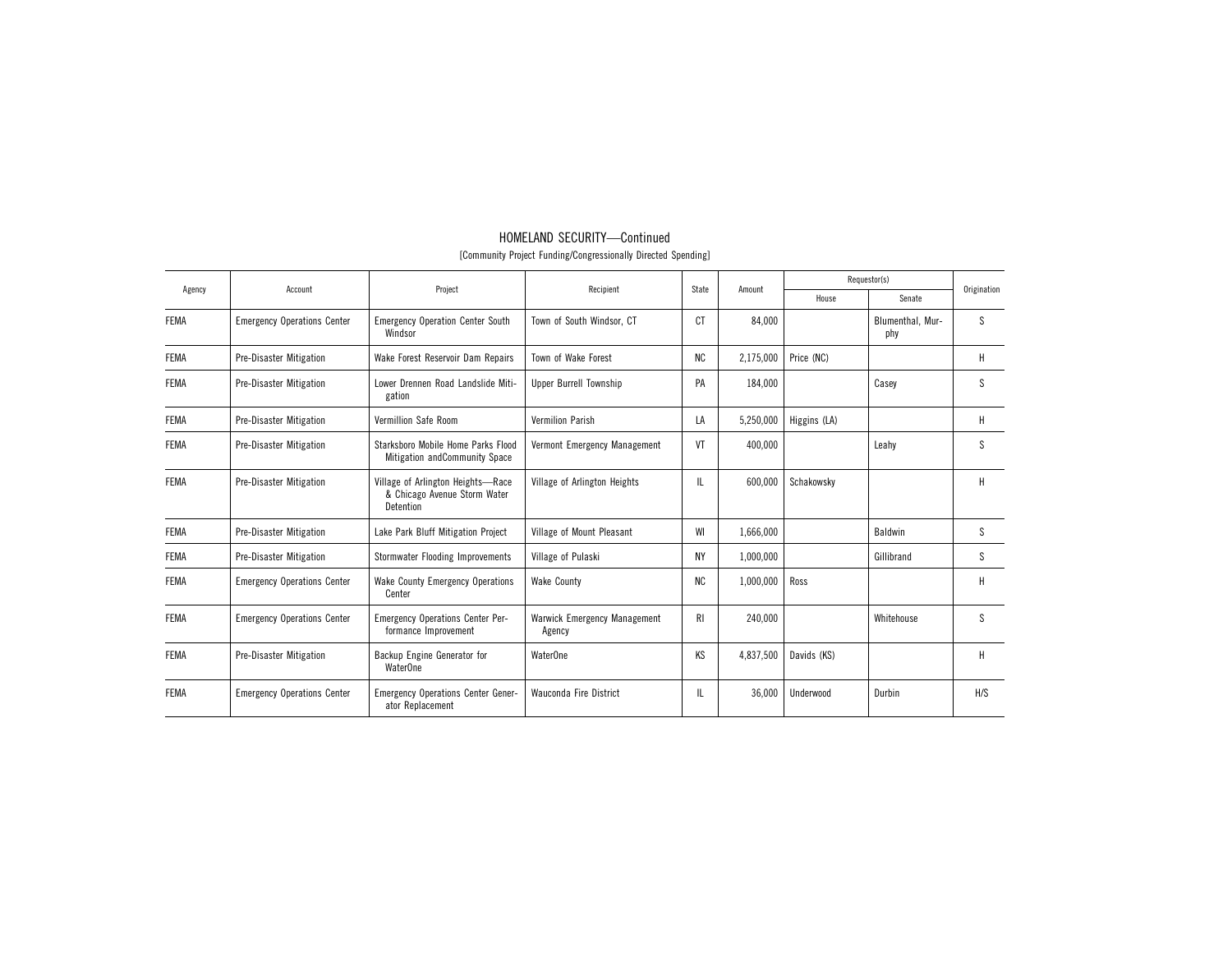# HOMELAND SECURITY—Continued

[Community Project Funding/Congressionally Directed Spending]

| Agency | Account | Project | Recipient | State | Amount | Requestor(s) | | Origination |
|---|---|---|---|---|---|---|---|---|
| | | | | | | House | Senate | |
| FEMA | Emergency Operations Center | Emergency Operation Center South Windsor | Town of South Windsor, CT | CT | 84,000 | | Blumenthal, Murphy | S |
| FEMA | Pre-Disaster Mitigation | Wake Forest Reservoir Dam Repairs | Town of Wake Forest | NC | 2,175,000 | Price (NC) | | H |
| FEMA | Pre-Disaster Mitigation | Lower Drennen Road Landslide Mitigation | Upper Burrell Township | PA | 184,000 | | Casey | S |
| FEMA | Pre-Disaster Mitigation | Vermillion Safe Room | Vermilion Parish | LA | 5,250,000 | Higgins (LA) | | H |
| FEMA | Pre-Disaster Mitigation | Starksboro Mobile Home Parks Flood Mitigation andCommunity Space | Vermont Emergency Management | VT | 400,000 | | Leahy | S |
| FEMA | Pre-Disaster Mitigation | Village of Arlington Heights—Race & Chicago Avenue Storm Water Detention | Village of Arlington Heights | IL | 600,000 | Schakowsky | | H |
| FEMA | Pre-Disaster Mitigation | Lake Park Bluff Mitigation Project | Village of Mount Pleasant | WI | 1,666,000 | | Baldwin | S |
| FEMA | Pre-Disaster Mitigation | Stormwater Flooding Improvements | Village of Pulaski | NY | 1,000,000 | | Gillibrand | S |
| FEMA | Emergency Operations Center | Wake County Emergency Operations Center | Wake County | NC | 1,000,000 | Ross | | H |
| FEMA | Emergency Operations Center | Emergency Operations Center Performance Improvement | Warwick Emergency Management Agency | RI | 240,000 | | Whitehouse | S |
| FEMA | Pre-Disaster Mitigation | Backup Engine Generator for WaterOne | WaterOne | KS | 4,837,500 | Davids (KS) | | H |
| FEMA | Emergency Operations Center | Emergency Operations Center Generator Replacement | Wauconda Fire District | IL | 36,000 | Underwood | Durbin | H/S |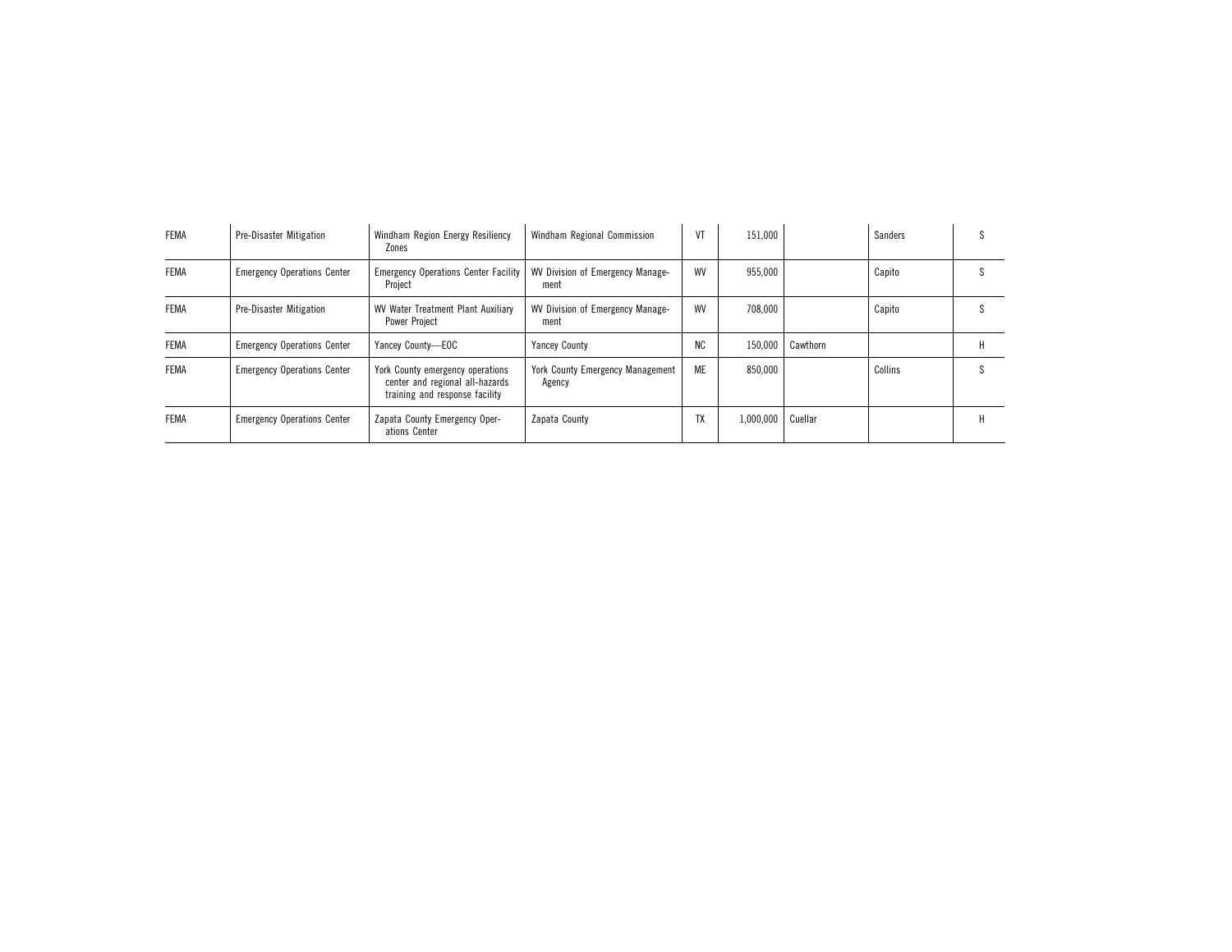| | | | | | | | | |
|---|---|---|---|---|---|---|---|---|
| FEMA | Pre-Disaster Mitigation | Windham Region Energy Resiliency Zones | Windham Regional Commission | VT | 151,000 | | Sanders | S |
| FEMA | Emergency Operations Center | Emergency Operations Center Facility Project | WV Division of Emergency Management | WV | 955,000 | | Capito | S |
| FEMA | Pre-Disaster Mitigation | WV Water Treatment Plant Auxiliary Power Project | WV Division of Emergency Management | WV | 708,000 | | Capito | S |
| FEMA | Emergency Operations Center | Yancey County—EOC | Yancey County | NC | 150,000 | Cawthorn | | H |
| FEMA | Emergency Operations Center | York County emergency operations center and regional all-hazards training and response facility | York County Emergency Management Agency | ME | 850,000 | | Collins | S |
| FEMA | Emergency Operations Center | Zapata County Emergency Operations Center | Zapata County | TX | 1,000,000 | Cuellar | | H |